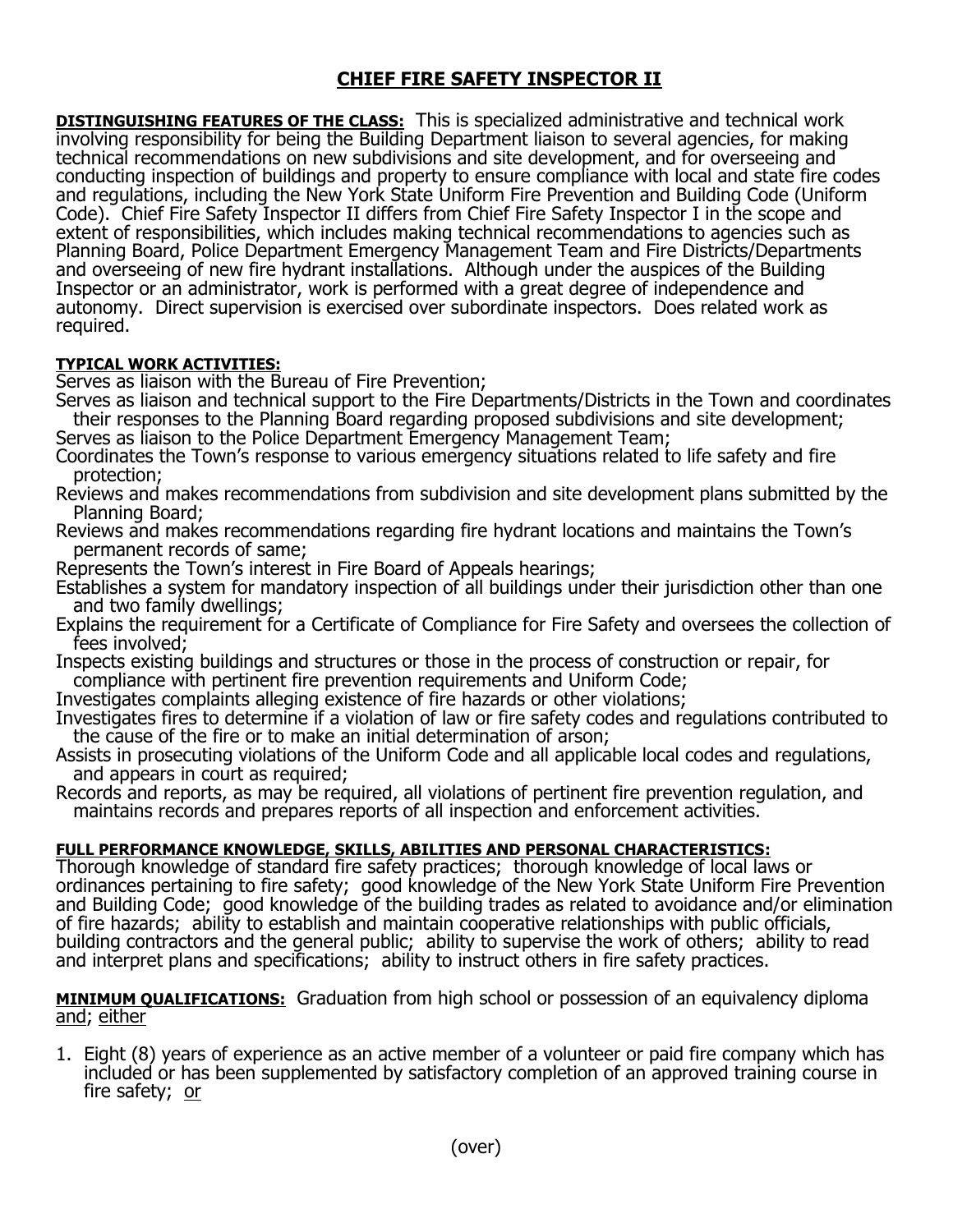# CHIEF FIRE SAFETY INSPECTOR II

**DISTINGUISHING FEATURES OF THE CLASS:** This is specialized administrative and technical work involving responsibility for being the Building Department liaison to several agencies, for making technical recommendations on new subdivisions and site development, and for overseeing and conducting inspection of buildings and property to ensure compliance with local and state fire codes and regulations, including the New York State Uniform Fire Prevention and Building Code (Uniform Code). Chief Fire Safety Inspector II differs from Chief Fire Safety Inspector I in the scope and extent of responsibilities, which includes making technical recommendations to agencies such as Planning Board, Police Department Emergency Management Team and Fire Districts/Departments and overseeing of new fire hydrant installations. Although under the auspices of the Building Inspector or an administrator, work is performed with a great degree of independence and autonomy. Direct supervision is exercised over subordinate inspectors. Does related work as required.

**TYPICAL WORK ACTIVITIES:**

Serves as liaison with the Bureau of Fire Prevention;
Serves as liaison and technical support to the Fire Departments/Districts in the Town and coordinates their responses to the Planning Board regarding proposed subdivisions and site development;
Serves as liaison to the Police Department Emergency Management Team;
Coordinates the Town's response to various emergency situations related to life safety and fire protection;
Reviews and makes recommendations from subdivision and site development plans submitted by the Planning Board;
Reviews and makes recommendations regarding fire hydrant locations and maintains the Town's permanent records of same;
Represents the Town's interest in Fire Board of Appeals hearings;
Establishes a system for mandatory inspection of all buildings under their jurisdiction other than one and two family dwellings;
Explains the requirement for a Certificate of Compliance for Fire Safety and oversees the collection of fees involved;
Inspects existing buildings and structures or those in the process of construction or repair, for compliance with pertinent fire prevention requirements and Uniform Code;
Investigates complaints alleging existence of fire hazards or other violations;
Investigates fires to determine if a violation of law or fire safety codes and regulations contributed to the cause of the fire or to make an initial determination of arson;
Assists in prosecuting violations of the Uniform Code and all applicable local codes and regulations, and appears in court as required;
Records and reports, as may be required, all violations of pertinent fire prevention regulation, and maintains records and prepares reports of all inspection and enforcement activities.

**FULL PERFORMANCE KNOWLEDGE, SKILLS, ABILITIES AND PERSONAL CHARACTERISTICS:**
Thorough knowledge of standard fire safety practices; thorough knowledge of local laws or ordinances pertaining to fire safety; good knowledge of the New York State Uniform Fire Prevention and Building Code; good knowledge of the building trades as related to avoidance and/or elimination of fire hazards; ability to establish and maintain cooperative relationships with public officials, building contractors and the general public; ability to supervise the work of others; ability to read and interpret plans and specifications; ability to instruct others in fire safety practices.

**MINIMUM QUALIFICATIONS:** Graduation from high school or possession of an equivalency diploma and; either

1. Eight (8) years of experience as an active member of a volunteer or paid fire company which has included or has been supplemented by satisfactory completion of an approved training course in fire safety; or

(over)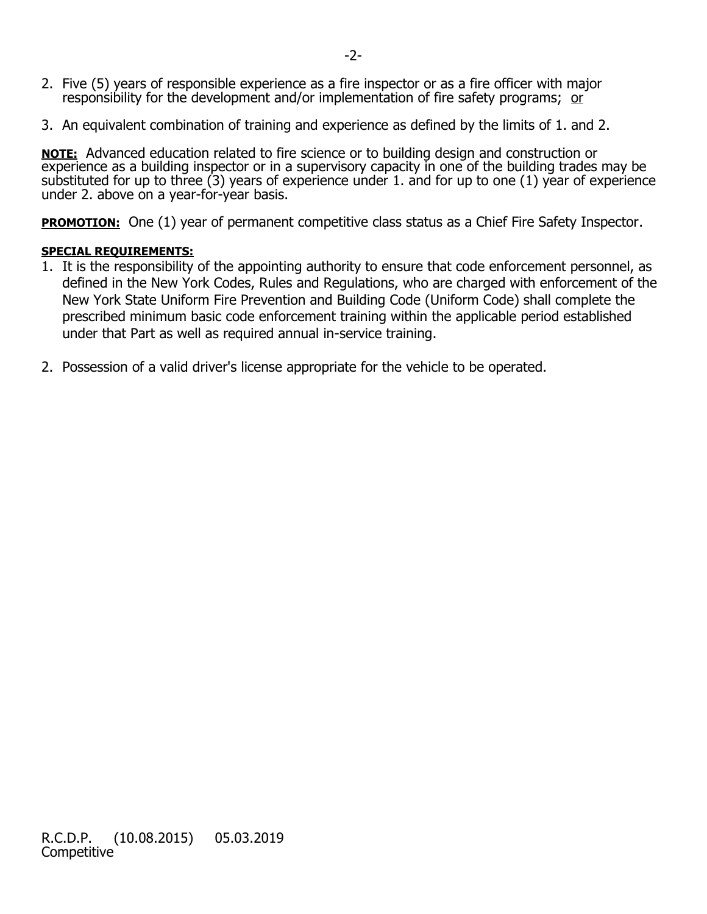2. Five (5) years of responsible experience as a fire inspector or as a fire officer with major responsibility for the development and/or implementation of fire safety programs; or

3. An equivalent combination of training and experience as defined by the limits of 1. and 2.

**NOTE:** Advanced education related to fire science or to building design and construction or experience as a building inspector or in a supervisory capacity in one of the building trades may be substituted for up to three (3) years of experience under 1. and for up to one (1) year of experience under 2. above on a year-for-year basis.

**PROMOTION:** One (1) year of permanent competitive class status as a Chief Fire Safety Inspector.

**SPECIAL REQUIREMENTS:**

1. It is the responsibility of the appointing authority to ensure that code enforcement personnel, as defined in the New York Codes, Rules and Regulations, who are charged with enforcement of the New York State Uniform Fire Prevention and Building Code (Uniform Code) shall complete the prescribed minimum basic code enforcement training within the applicable period established under that Part as well as required annual in-service training.

2. Possession of a valid driver's license appropriate for the vehicle to be operated.

R.C.D.P. (10.08.2015) 05.03.2019
Competitive